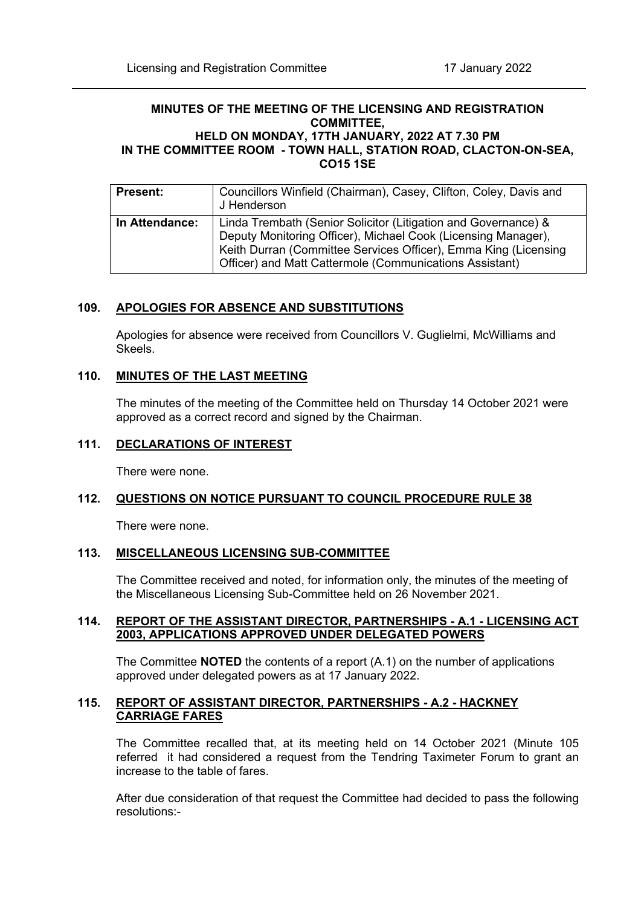**MINUTES OF THE MEETING OF THE LICENSING AND REGISTRATION COMMITTEE, HELD ON MONDAY, 17TH JANUARY, 2022 AT 7.30 PM IN THE COMMITTEE ROOM - TOWN HALL, STATION ROAD, CLACTON-ON-SEA, CO15 1SE**

| | |
|---|---|
| **Present:** | Councillors Winfield (Chairman), Casey, Clifton, Coley, Davis and J Henderson |
| **In Attendance:** | Linda Trembath (Senior Solicitor (Litigation and Governance) & Deputy Monitoring Officer), Michael Cook (Licensing Manager), Keith Durran (Committee Services Officer), Emma King (Licensing Officer) and Matt Cattermole (Communications Assistant) |

## 109. APOLOGIES FOR ABSENCE AND SUBSTITUTIONS

Apologies for absence were received from Councillors V. Guglielmi, McWilliams and Skeels.

## 110. MINUTES OF THE LAST MEETING

The minutes of the meeting of the Committee held on Thursday 14 October 2021 were approved as a correct record and signed by the Chairman.

## 111. DECLARATIONS OF INTEREST

There were none.

## 112. QUESTIONS ON NOTICE PURSUANT TO COUNCIL PROCEDURE RULE 38

There were none.

## 113. MISCELLANEOUS LICENSING SUB-COMMITTEE

The Committee received and noted, for information only, the minutes of the meeting of the Miscellaneous Licensing Sub-Committee held on 26 November 2021.

## 114. REPORT OF THE ASSISTANT DIRECTOR, PARTNERSHIPS - A.1 - LICENSING ACT 2003, APPLICATIONS APPROVED UNDER DELEGATED POWERS

The Committee **NOTED** the contents of a report (A.1) on the number of applications approved under delegated powers as at 17 January 2022.

## 115. REPORT OF ASSISTANT DIRECTOR, PARTNERSHIPS - A.2 - HACKNEY CARRIAGE FARES

The Committee recalled that, at its meeting held on 14 October 2021 (Minute 105 referred it had considered a request from the Tendring Taximeter Forum to grant an increase to the table of fares.

After due consideration of that request the Committee had decided to pass the following resolutions:-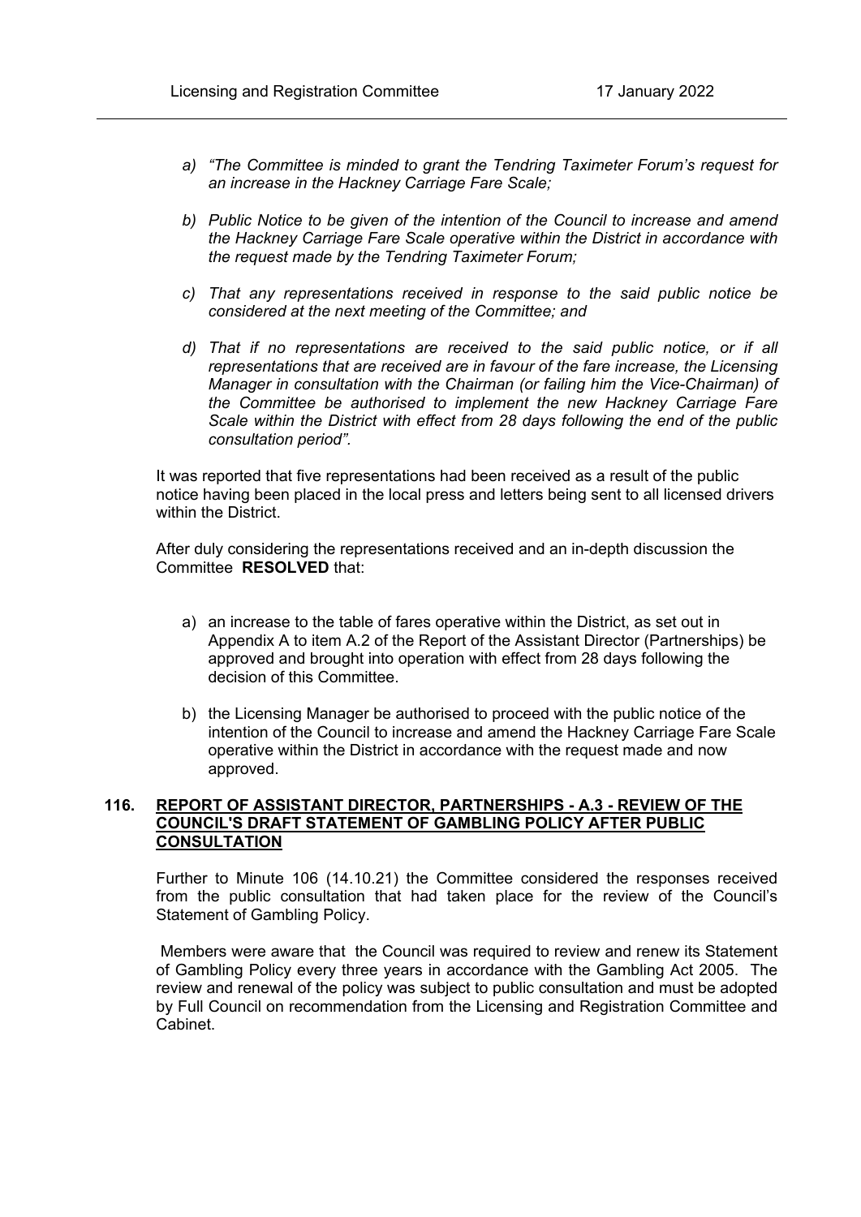- *a) "The Committee is minded to grant the Tendring Taximeter Forum's request for an increase in the Hackney Carriage Fare Scale;*

- *b) Public Notice to be given of the intention of the Council to increase and amend the Hackney Carriage Fare Scale operative within the District in accordance with the request made by the Tendring Taximeter Forum;*

- *c) That any representations received in response to the said public notice be considered at the next meeting of the Committee; and*

- *d) That if no representations are received to the said public notice, or if all representations that are received are in favour of the fare increase, the Licensing Manager in consultation with the Chairman (or failing him the Vice-Chairman) of the Committee be authorised to implement the new Hackney Carriage Fare Scale within the District with effect from 28 days following the end of the public consultation period".*

It was reported that five representations had been received as a result of the public notice having been placed in the local press and letters being sent to all licensed drivers within the District.

After duly considering the representations received and an in-depth discussion the Committee **RESOLVED** that:

- a) an increase to the table of fares operative within the District, as set out in Appendix A to item A.2 of the Report of the Assistant Director (Partnerships) be approved and brought into operation with effect from 28 days following the decision of this Committee.

- b) the Licensing Manager be authorised to proceed with the public notice of the intention of the Council to increase and amend the Hackney Carriage Fare Scale operative within the District in accordance with the request made and now approved.

## 116. REPORT OF ASSISTANT DIRECTOR, PARTNERSHIPS - A.3 - REVIEW OF THE COUNCIL'S DRAFT STATEMENT OF GAMBLING POLICY AFTER PUBLIC CONSULTATION

Further to Minute 106 (14.10.21) the Committee considered the responses received from the public consultation that had taken place for the review of the Council's Statement of Gambling Policy.

Members were aware that the Council was required to review and renew its Statement of Gambling Policy every three years in accordance with the Gambling Act 2005. The review and renewal of the policy was subject to public consultation and must be adopted by Full Council on recommendation from the Licensing and Registration Committee and Cabinet.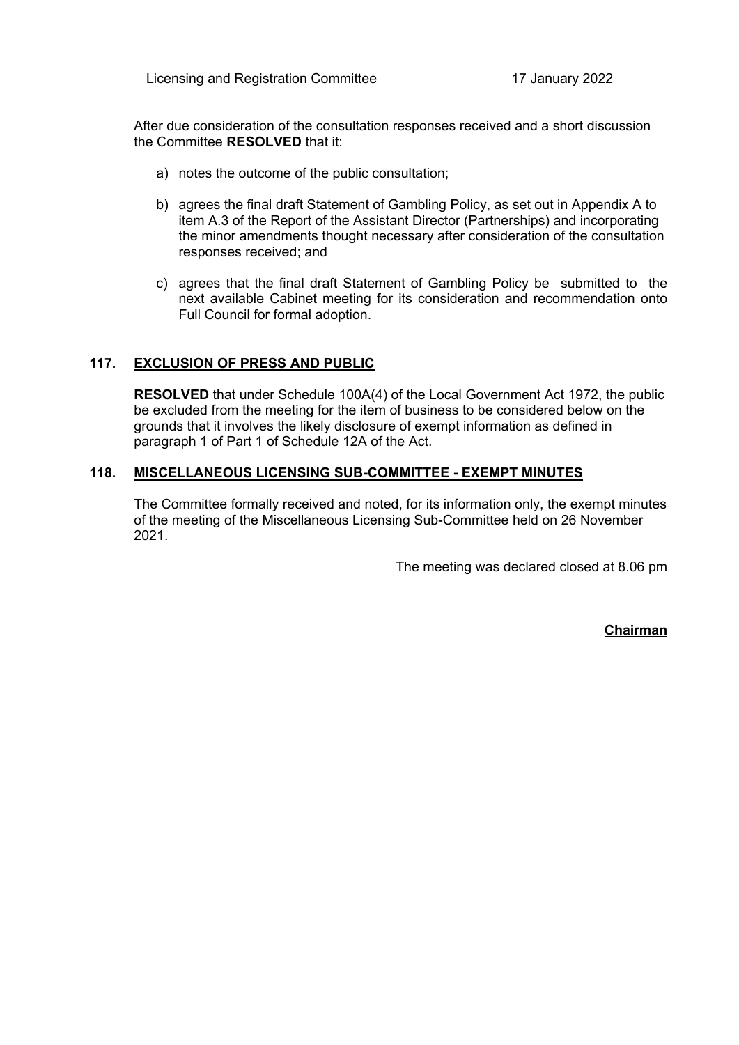After due consideration of the consultation responses received and a short discussion the Committee **RESOLVED** that it:

a) notes the outcome of the public consultation;

b) agrees the final draft Statement of Gambling Policy, as set out in Appendix A to item A.3 of the Report of the Assistant Director (Partnerships) and incorporating the minor amendments thought necessary after consideration of the consultation responses received; and

c) agrees that the final draft Statement of Gambling Policy be submitted to the next available Cabinet meeting for its consideration and recommendation onto Full Council for formal adoption.

## 117. EXCLUSION OF PRESS AND PUBLIC

**RESOLVED** that under Schedule 100A(4) of the Local Government Act 1972, the public be excluded from the meeting for the item of business to be considered below on the grounds that it involves the likely disclosure of exempt information as defined in paragraph 1 of Part 1 of Schedule 12A of the Act.

## 118. MISCELLANEOUS LICENSING SUB-COMMITTEE - EXEMPT MINUTES

The Committee formally received and noted, for its information only, the exempt minutes of the meeting of the Miscellaneous Licensing Sub-Committee held on 26 November 2021.

The meeting was declared closed at 8.06 pm

**Chairman**